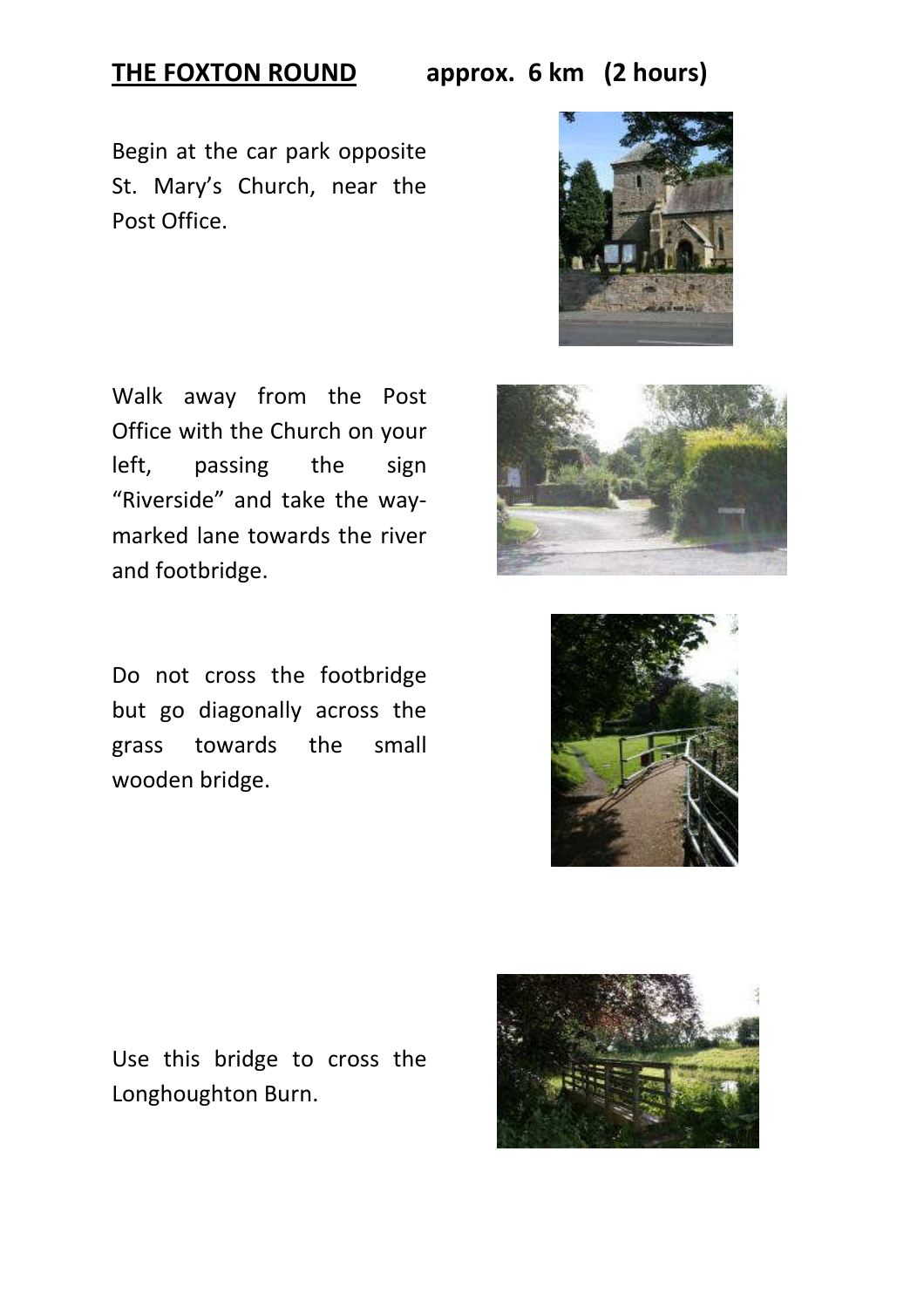# THE FOXTON ROUND approx. 6 km (2 hours)

Begin at the car park opposite St. Mary's Church, near the Post Office.

Walk away from the Post Office with the Church on your left, passing the sign "Riverside" and take the way-marked lane towards the river and footbridge.

Do not cross the footbridge but go diagonally across the grass towards the small wooden bridge.

Use this bridge to cross the Longhoughton Burn.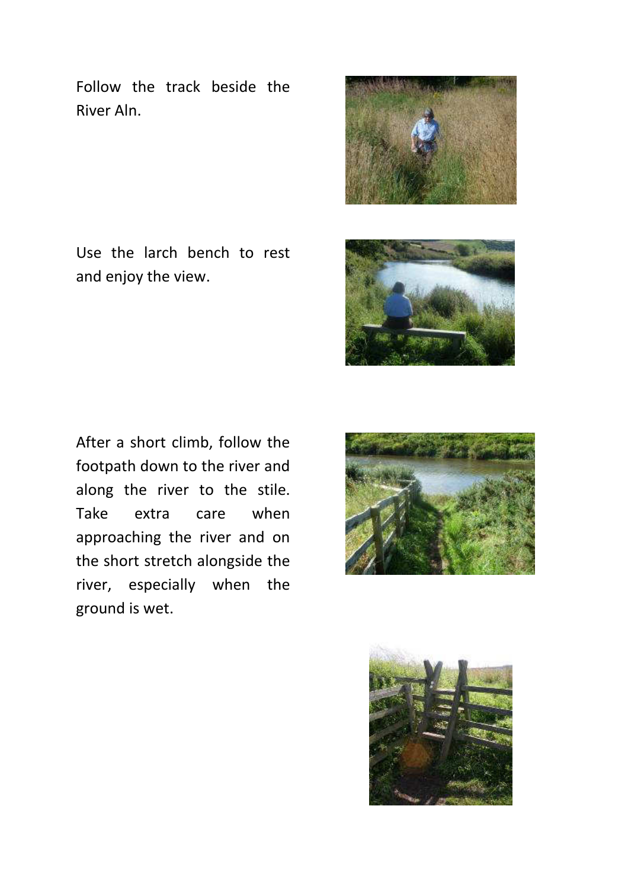Follow the track beside the River Aln.

Use the larch bench to rest and enjoy the view.

After a short climb, follow the footpath down to the river and along the river to the stile. Take extra care when approaching the river and on the short stretch alongside the river, especially when the ground is wet.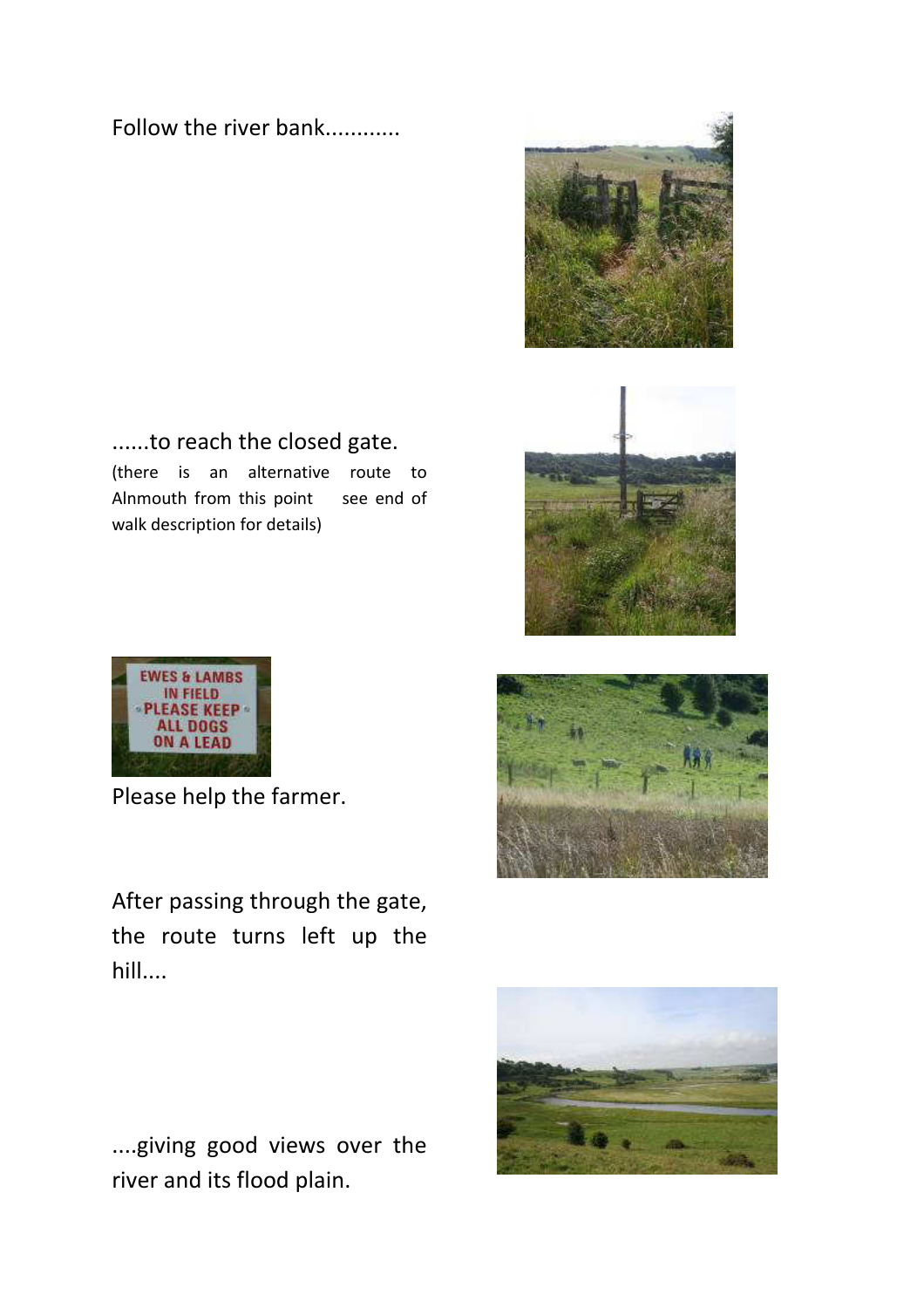Follow the river bank............

......to reach the closed gate.
(there is an alternative route to Alnmouth from this point see end of walk description for details)

EWES & LAMBS IN FIELD PLEASE KEEP ALL DOGS ON A LEAD

Please help the farmer.

After passing through the gate, the route turns left up the hill....

....giving good views over the river and its flood plain.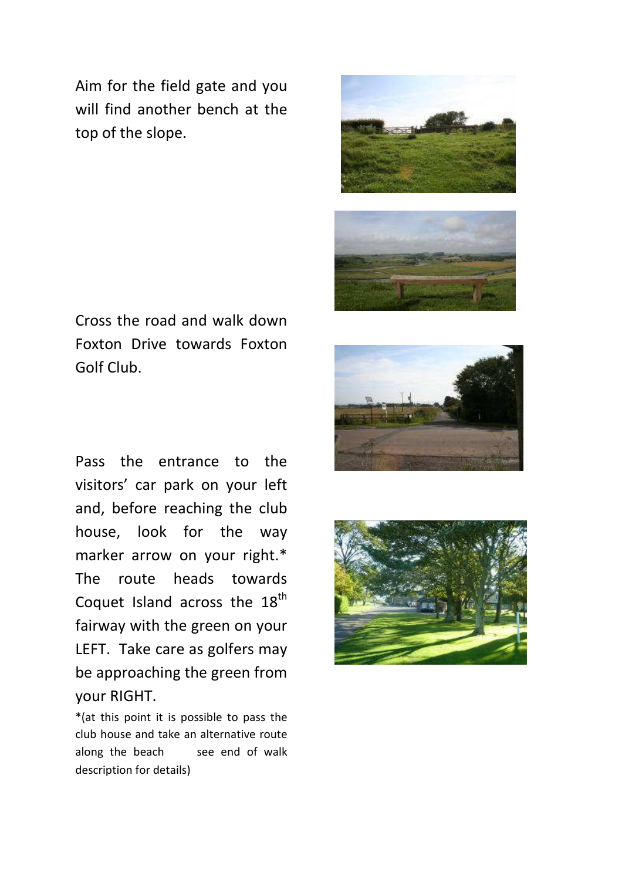Aim for the field gate and you will find another bench at the top of the slope.

Cross the road and walk down Foxton Drive towards Foxton Golf Club.

Pass the entrance to the visitors' car park on your left and, before reaching the club house, look for the way marker arrow on your right.* The route heads towards Coquet Island across the 18th fairway with the green on your LEFT. Take care as golfers may be approaching the green from your RIGHT.

*(at this point it is possible to pass the club house and take an alternative route along the beach see end of walk description for details)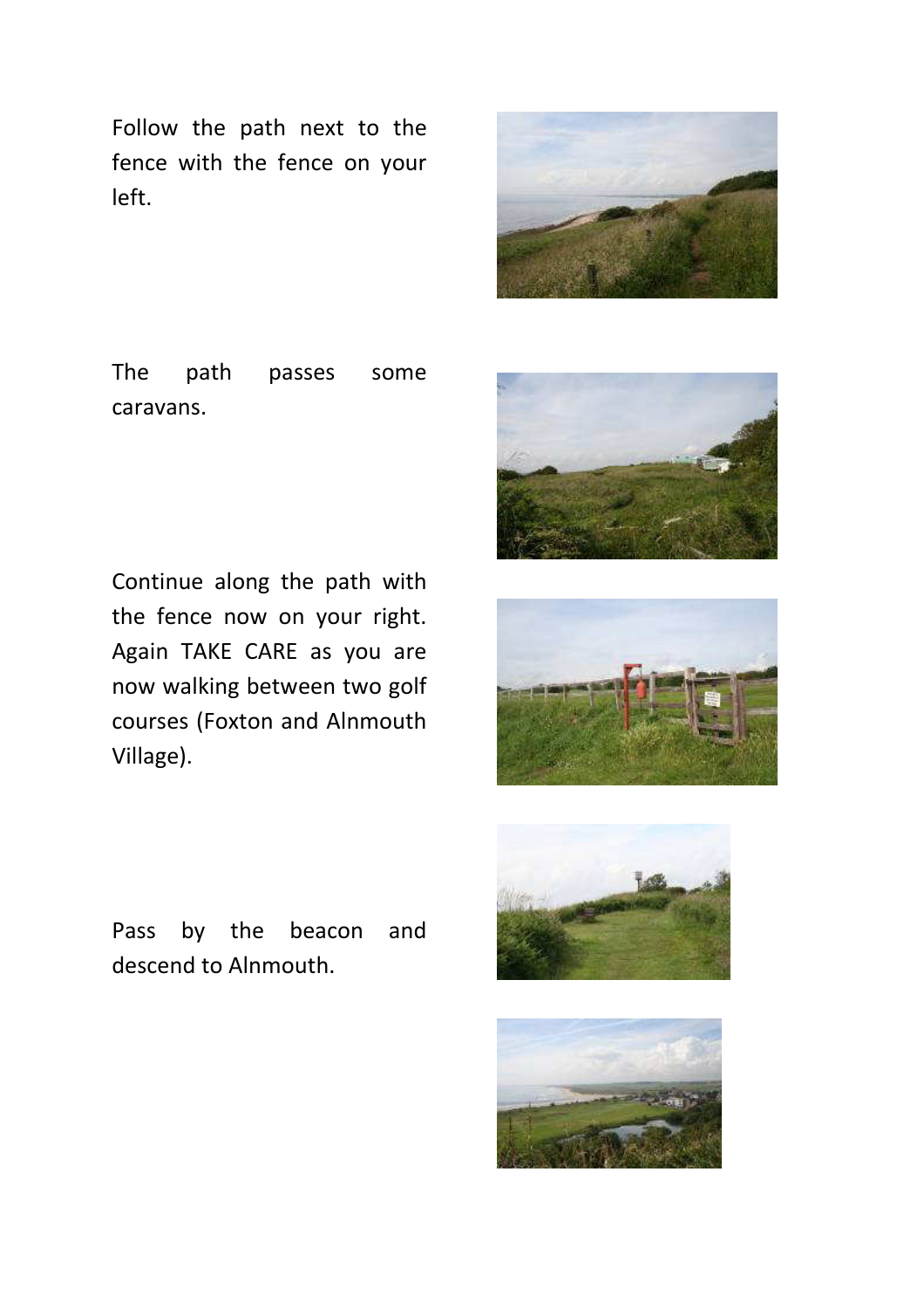Follow the path next to the fence with the fence on your left.

The path passes some caravans.

Continue along the path with the fence now on your right. Again TAKE CARE as you are now walking between two golf courses (Foxton and Alnmouth Village).

Pass by the beacon and descend to Alnmouth.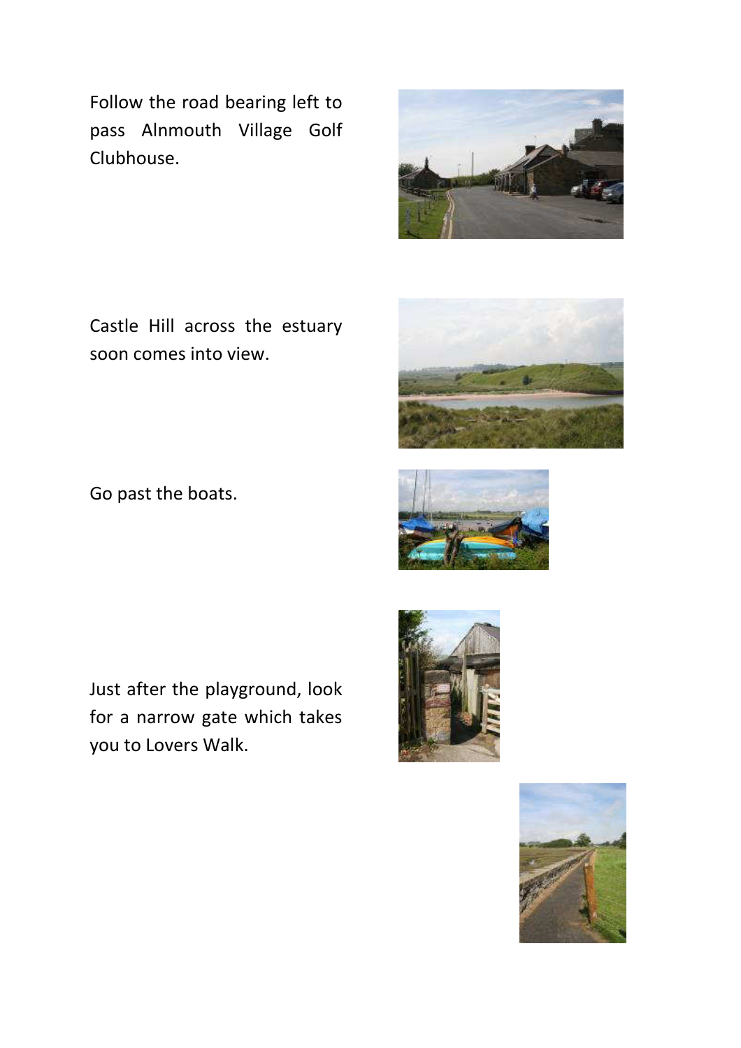Follow the road bearing left to pass Alnmouth Village Golf Clubhouse.

Castle Hill across the estuary soon comes into view.

Go past the boats.

Just after the playground, look for a narrow gate which takes you to Lovers Walk.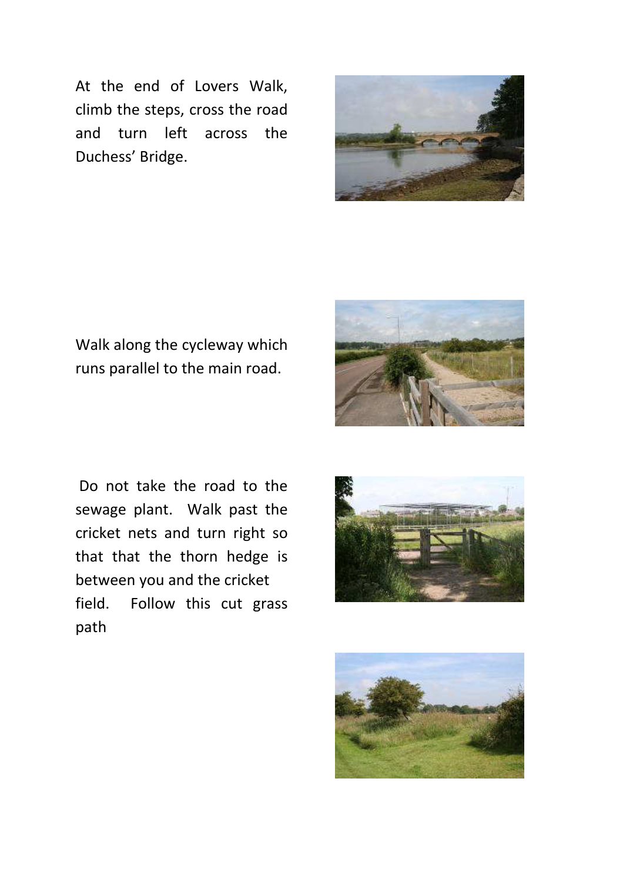At the end of Lovers Walk, climb the steps, cross the road and turn left across the Duchess' Bridge.

Walk along the cycleway which runs parallel to the main road.

Do not take the road to the sewage plant. Walk past the cricket nets and turn right so that that the thorn hedge is between you and the cricket field. Follow this cut grass path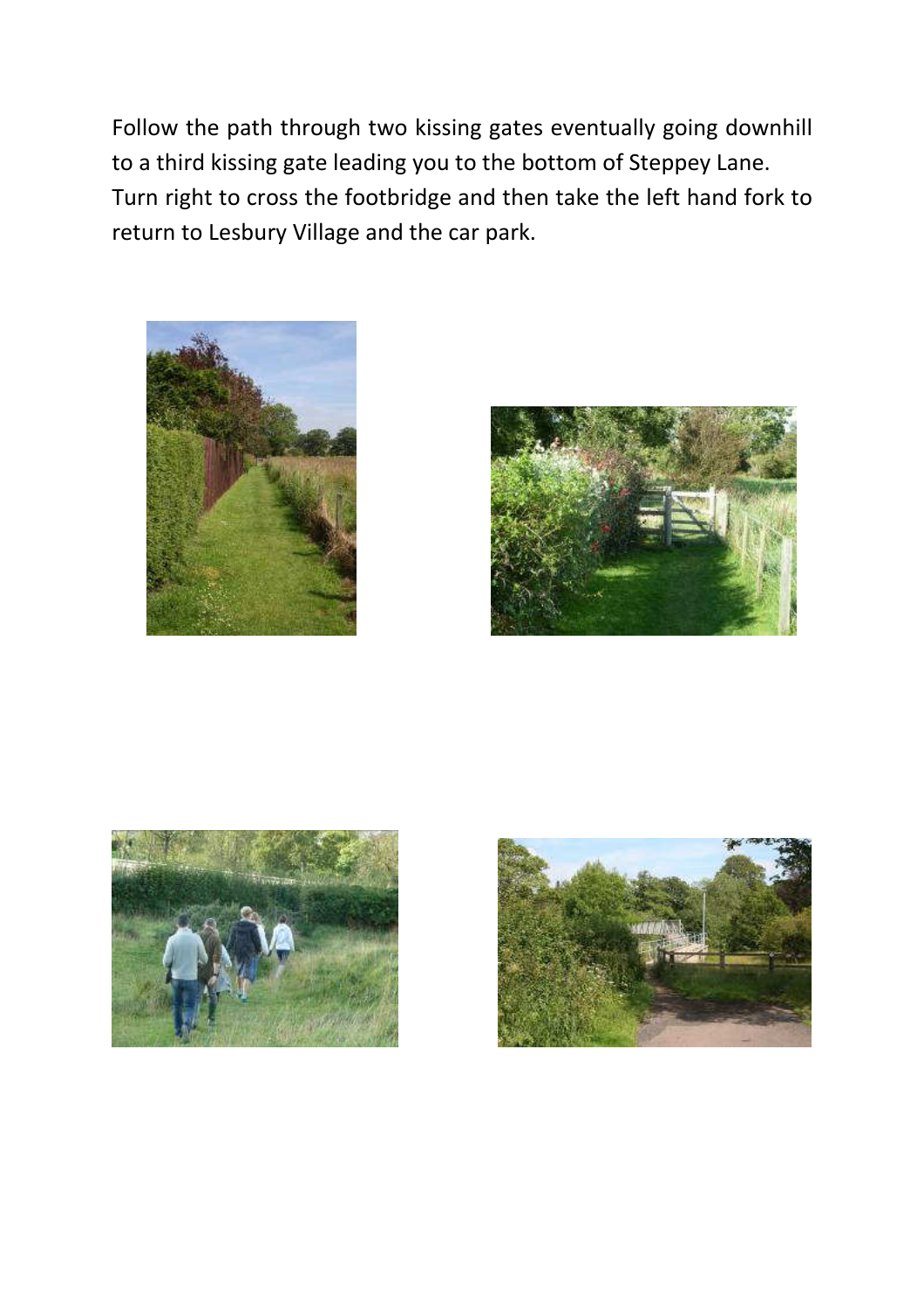Follow the path through two kissing gates eventually going downhill to a third kissing gate leading you to the bottom of Steppey Lane. Turn right to cross the footbridge and then take the left hand fork to return to Lesbury Village and the car park.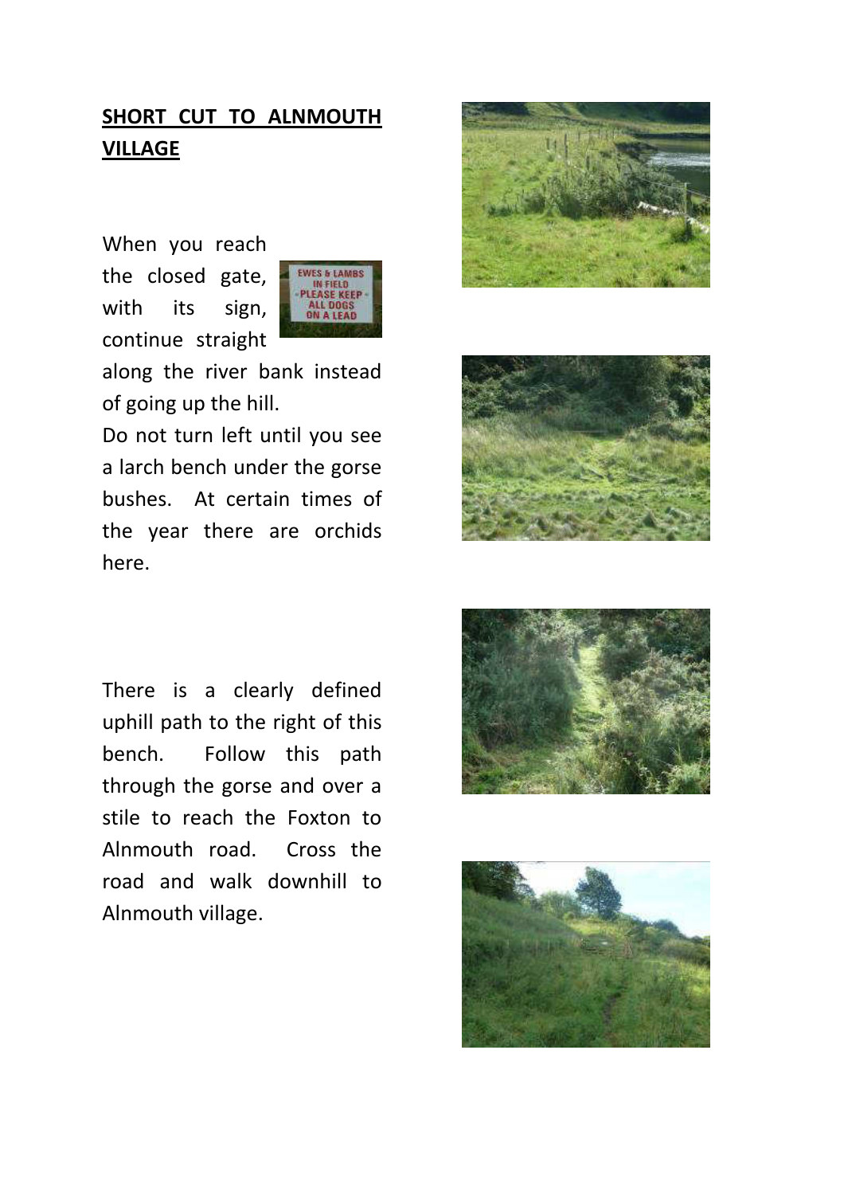## **SHORT CUT TO ALNMOUTH VILLAGE**

When you reach the closed gate, with its sign, continue straight along the river bank instead of going up the hill.

Do not turn left until you see a larch bench under the gorse bushes. At certain times of the year there are orchids here.

There is a clearly defined uphill path to the right of this bench. Follow this path through the gorse and over a stile to reach the Foxton to Alnmouth road. Cross the road and walk downhill to Alnmouth village.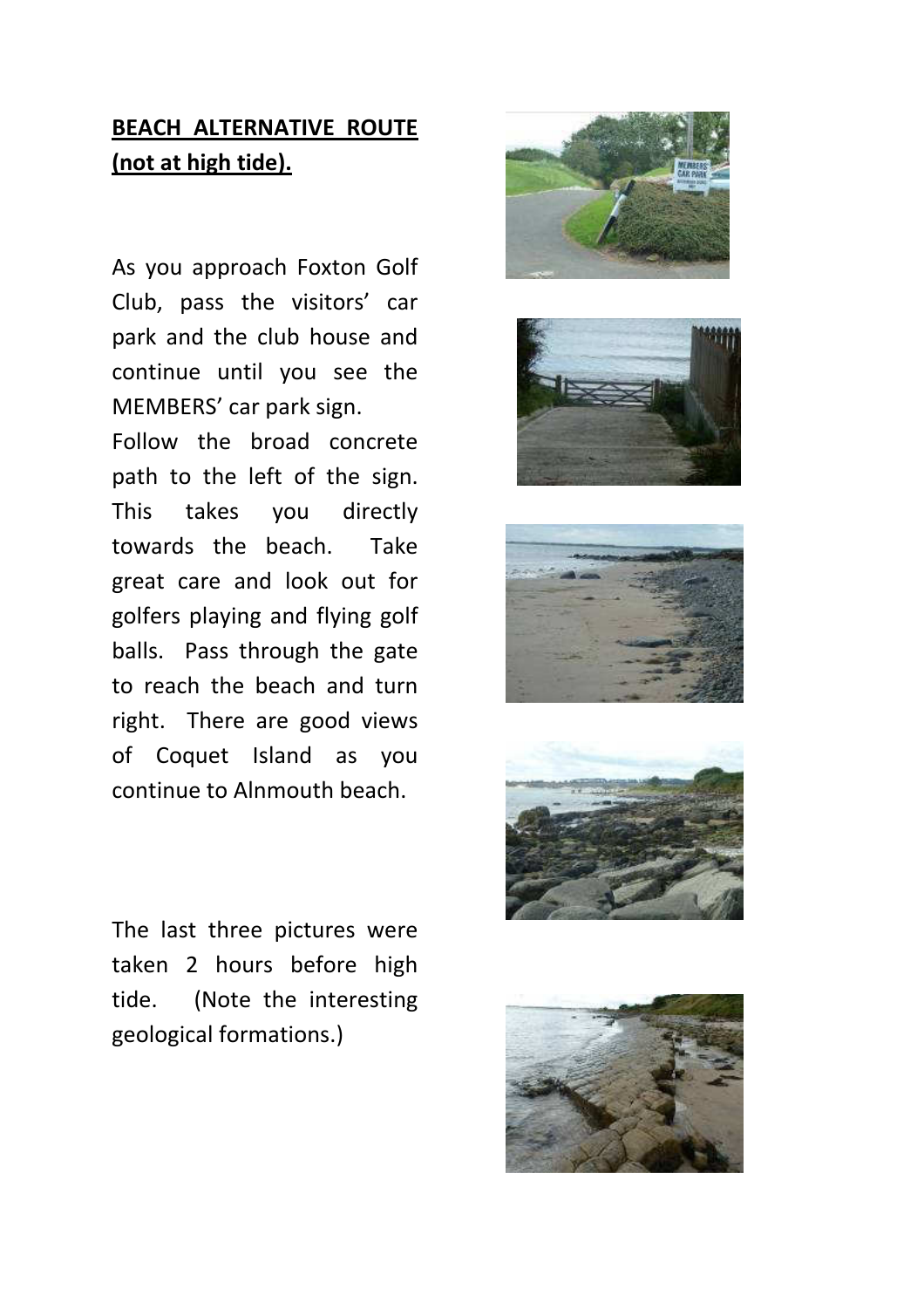**BEACH ALTERNATIVE ROUTE (not at high tide).**

As you approach Foxton Golf Club, pass the visitors' car park and the club house and continue until you see the MEMBERS' car park sign.

Follow the broad concrete path to the left of the sign. This takes you directly towards the beach. Take great care and look out for golfers playing and flying golf balls. Pass through the gate to reach the beach and turn right. There are good views of Coquet Island as you continue to Alnmouth beach.

The last three pictures were taken 2 hours before high tide. (Note the interesting geological formations.)